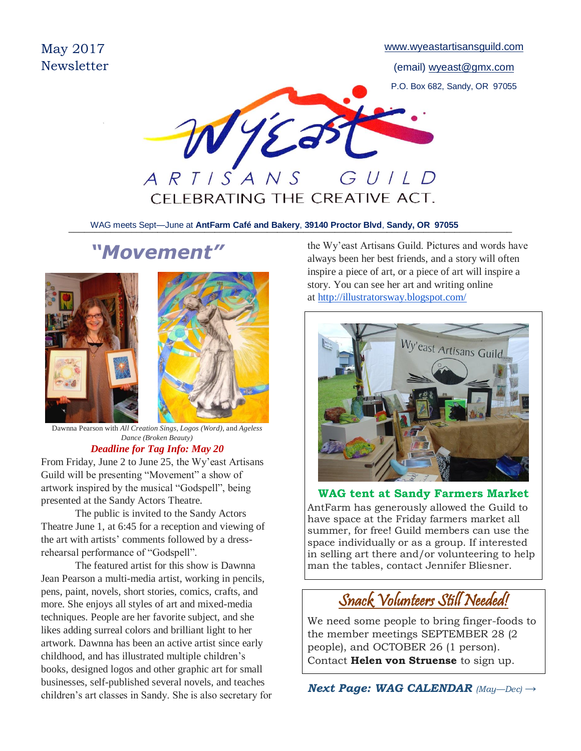May 2017
Newsletter

www.wyeastartisansguild.com

(email) wyeast@gmx.com

P.O. Box 682, Sandy, OR 97055

WY'EAST ARTISANS GUILD

CELEBRATING THE CREATIVE ACT.

WAG meets Sept—June at **AntFarm Café and Bakery**, **39140 Proctor Blvd**, **Sandy, OR 97055**

# "Movement"

Dawnna Pearson with *All Creation Sings*, *Logos (Word)*, and *Ageless Dance (Broken Beauty)*

***Deadline for Tag Info: May 20***

From Friday, June 2 to June 25, the Wy'east Artisans Guild will be presenting "Movement" a show of artwork inspired by the musical "Godspell", being presented at the Sandy Actors Theatre.

The public is invited to the Sandy Actors Theatre June 1, at 6:45 for a reception and viewing of the art with artists' comments followed by a dress-rehearsal performance of "Godspell".

The featured artist for this show is Dawnna Jean Pearson a multi-media artist, working in pencils, pens, paint, novels, short stories, comics, crafts, and more. She enjoys all styles of art and mixed-media techniques. People are her favorite subject, and she likes adding surreal colors and brilliant light to her artwork. Dawnna has been an active artist since early childhood, and has illustrated multiple children's books, designed logos and other graphic art for small businesses, self-published several novels, and teaches children's art classes in Sandy. She is also secretary for the Wy'east Artisans Guild. Pictures and words have always been her best friends, and a story will often inspire a piece of art, or a piece of art will inspire a story. You can see her art and writing online at http://illustratorsway.blogspot.com/

**WAG tent at Sandy Farmers Market**

AntFarm has generously allowed the Guild to have space at the Friday farmers market all summer, for free! Guild members can use the space individually or as a group. If interested in selling art there and/or volunteering to help man the tables, contact Jennifer Bliesner.

## Snack Volunteers Still Needed!

We need some people to bring finger-foods to the member meetings SEPTEMBER 28 (2 people), and OCTOBER 26 (1 person). Contact **Helen von Struense** to sign up.

***Next Page: WAG CALENDAR*** *(May—Dec)* →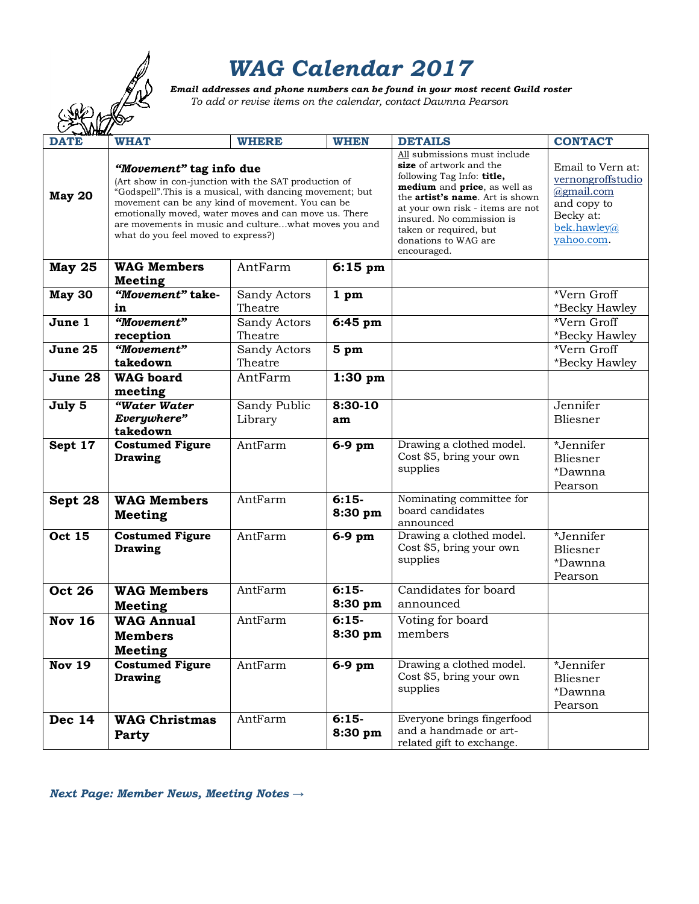# *WAG Calendar 2017*

***Email addresses and phone numbers can be found in your most recent Guild roster***

*To add or revise items on the calendar, contact Dawnna Pearson*

| DATE | WHAT | WHERE | WHEN | DETAILS | CONTACT |
|---|---|---|---|---|---|
| **May 20** | ***"Movement"* tag info due** (Art show in con-junction with the SAT production of "Godspell".This is a musical, with dancing movement; but movement can be any kind of movement. You can be emotionally moved, water moves and can move us. There are movements in music and culture...what moves you and what do you feel moved to express?) | | | All submissions must include **size** of artwork and the following Tag Info: **title, medium** and **price**, as well as the **artist's name**. Art is shown at your own risk - items are not insured. No commission is taken or required, but donations to WAG are encouraged. | Email to Vern at: vernongroffstudio@gmail.com and copy to Becky at: bek.hawley@yahoo.com. |
| **May 25** | **WAG Members Meeting** | AntFarm | **6:15 pm** | | |
| **May 30** | ***"Movement"* take-in** | Sandy Actors Theatre | **1 pm** | | *Vern Groff *Becky Hawley |
| **June 1** | ***"Movement"* reception** | Sandy Actors Theatre | **6:45 pm** | | *Vern Groff *Becky Hawley |
| **June 25** | ***"Movement"* takedown** | Sandy Actors Theatre | **5 pm** | | *Vern Groff *Becky Hawley |
| **June 28** | **WAG board meeting** | AntFarm | **1:30 pm** | | |
| **July 5** | ***"Water Water Everywhere"* takedown** | Sandy Public Library | **8:30-10 am** | | Jennifer Bliesner |
| **Sept 17** | **Costumed Figure Drawing** | AntFarm | **6-9 pm** | Drawing a clothed model. Cost $5, bring your own supplies | *Jennifer Bliesner *Dawnna Pearson |
| **Sept 28** | **WAG Members Meeting** | AntFarm | **6:15-8:30 pm** | Nominating committee for board candidates announced | |
| **Oct 15** | **Costumed Figure Drawing** | AntFarm | **6-9 pm** | Drawing a clothed model. Cost $5, bring your own supplies | *Jennifer Bliesner *Dawnna Pearson |
| **Oct 26** | **WAG Members Meeting** | AntFarm | **6:15-8:30 pm** | Candidates for board announced | |
| **Nov 16** | **WAG Annual Members Meeting** | AntFarm | **6:15-8:30 pm** | Voting for board members | |
| **Nov 19** | **Costumed Figure Drawing** | AntFarm | **6-9 pm** | Drawing a clothed model. Cost $5, bring your own supplies | *Jennifer Bliesner *Dawnna Pearson |
| **Dec 14** | **WAG Christmas Party** | AntFarm | **6:15-8:30 pm** | Everyone brings fingerfood and a handmade or art-related gift to exchange. | |

***Next Page: Member News, Meeting Notes →***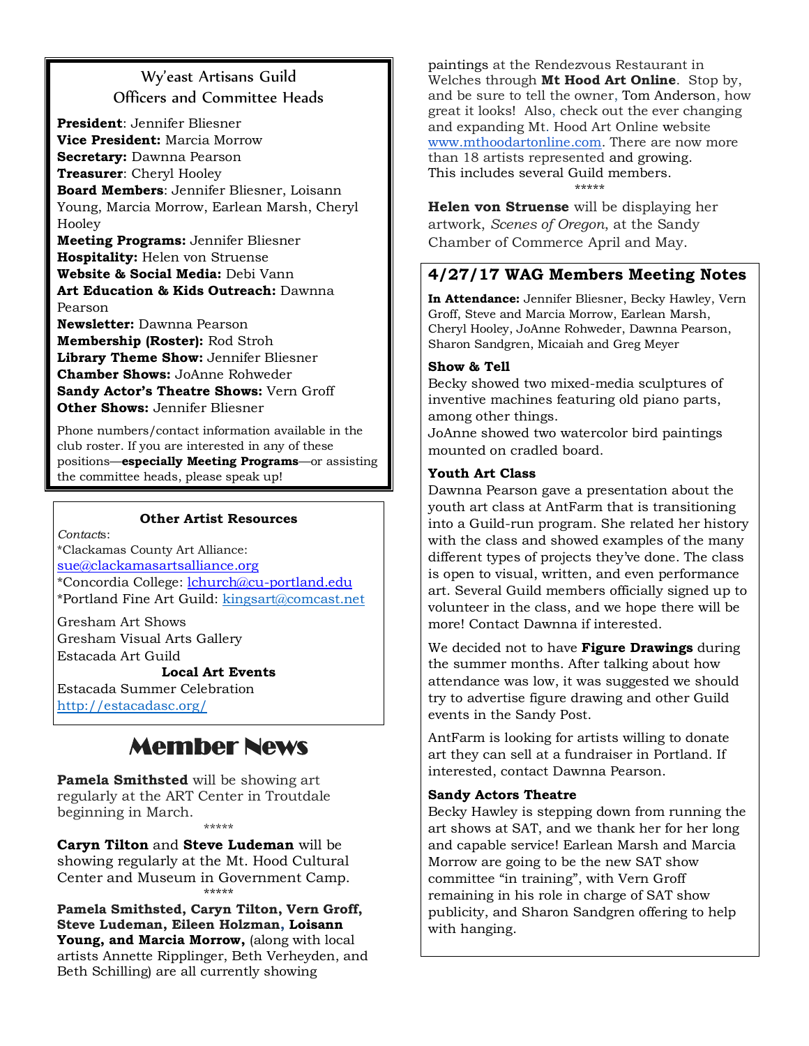## Wy'east Artisans Guild Officers and Committee Heads

**President**: Jennifer Bliesner
**Vice President:** Marcia Morrow
**Secretary:** Dawnna Pearson
**Treasurer**: Cheryl Hooley
**Board Members**: Jennifer Bliesner, Loisann Young, Marcia Morrow, Earlean Marsh, Cheryl Hooley
**Meeting Programs:** Jennifer Bliesner
**Hospitality:** Helen von Struense
**Website & Social Media:** Debi Vann
**Art Education & Kids Outreach:** Dawnna Pearson
**Newsletter:** Dawnna Pearson
**Membership (Roster):** Rod Stroh
**Library Theme Show:** Jennifer Bliesner
**Chamber Shows:** JoAnne Rohweder
**Sandy Actor's Theatre Shows:** Vern Groff
**Other Shows:** Jennifer Bliesner

Phone numbers/contact information available in the club roster. If you are interested in any of these positions—**especially Meeting Programs**—or assisting the committee heads, please speak up!

### Other Artist Resources

*Contacts*:
*Clackamas County Art Alliance: sue@clackamasartsalliance.org
*Concordia College: lchurch@cu-portland.edu
*Portland Fine Art Guild: kingsart@comcast.net

Gresham Art Shows
Gresham Visual Arts Gallery
Estacada Art Guild

**Local Art Events**

Estacada Summer Celebration
http://estacadasc.org/

# Member News

**Pamela Smithsted** will be showing art regularly at the ART Center in Troutdale beginning in March.

*****

**Caryn Tilton** and **Steve Ludeman** will be showing regularly at the Mt. Hood Cultural Center and Museum in Government Camp.

*****

**Pamela Smithsted, Caryn Tilton, Vern Groff, Steve Ludeman, Eileen Holzman, Loisann Young, and Marcia Morrow,** (along with local artists Annette Ripplinger, Beth Verheyden, and Beth Schilling) are all currently showing paintings at the Rendezvous Restaurant in Welches through **Mt Hood Art Online**. Stop by, and be sure to tell the owner, Tom Anderson, how great it looks! Also, check out the ever changing and expanding Mt. Hood Art Online website www.mthoodartonline.com. There are now more than 18 artists represented and growing. This includes several Guild members.

*****

**Helen von Struense** will be displaying her artwork, *Scenes of Oregon*, at the Sandy Chamber of Commerce April and May.

## 4/27/17 WAG Members Meeting Notes

**In Attendance:** Jennifer Bliesner, Becky Hawley, Vern Groff, Steve and Marcia Morrow, Earlean Marsh, Cheryl Hooley, JoAnne Rohweder, Dawnna Pearson, Sharon Sandgren, Micaiah and Greg Meyer

**Show & Tell**

Becky showed two mixed-media sculptures of inventive machines featuring old piano parts, among other things.
JoAnne showed two watercolor bird paintings mounted on cradled board.

**Youth Art Class**

Dawnna Pearson gave a presentation about the youth art class at AntFarm that is transitioning into a Guild-run program. She related her history with the class and showed examples of the many different types of projects they've done. The class is open to visual, written, and even performance art. Several Guild members officially signed up to volunteer in the class, and we hope there will be more! Contact Dawnna if interested.

We decided not to have **Figure Drawings** during the summer months. After talking about how attendance was low, it was suggested we should try to advertise figure drawing and other Guild events in the Sandy Post.

AntFarm is looking for artists willing to donate art they can sell at a fundraiser in Portland. If interested, contact Dawnna Pearson.

**Sandy Actors Theatre**

Becky Hawley is stepping down from running the art shows at SAT, and we thank her for her long and capable service! Earlean Marsh and Marcia Morrow are going to be the new SAT show committee "in training", with Vern Groff remaining in his role in charge of SAT show publicity, and Sharon Sandgren offering to help with hanging.